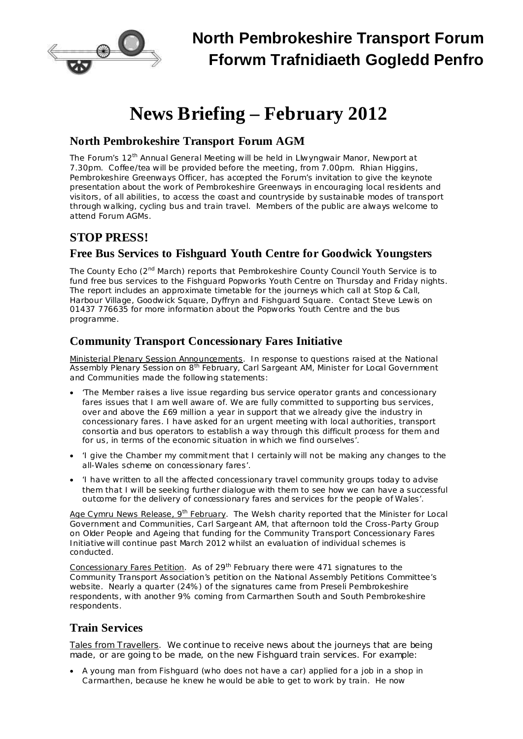# North Pembrokeshire Transport Forum
# Fforwm Trafnidiaeth Gogledd Penfro

# News Briefing – February 2012

## North Pembrokeshire Transport Forum AGM

The Forum's 12th Annual General Meeting will be held in Llwyngwair Manor, Newport at 7.30pm. Coffee/tea will be provided before the meeting, from 7.00pm. Rhian Higgins, Pembrokeshire Greenways Officer, has accepted the Forum's invitation to give the keynote presentation about the work of Pembrokeshire Greenways in encouraging local residents and visitors, of all abilities, to access the coast and countryside by sustainable modes of transport through walking, cycling bus and train travel. Members of the public are always welcome to attend Forum AGMs.

## STOP PRESS!

### Free Bus Services to Fishguard Youth Centre for Goodwick Youngsters

The County Echo (2nd March) reports that Pembrokeshire County Council Youth Service is to fund free bus services to the Fishguard Popworks Youth Centre on Thursday and Friday nights. The report includes an approximate timetable for the journeys which call at Stop & Call, Harbour Village, Goodwick Square, Dyffryn and Fishguard Square. Contact Steve Lewis on 01437 776635 for more information about the Popworks Youth Centre and the bus programme.

## Community Transport Concessionary Fares Initiative

Ministerial Plenary Session Announcements. In response to questions raised at the National Assembly Plenary Session on 8th February, Carl Sargeant AM, Minister for Local Government and Communities made the following statements:

- 'The Member raises a live issue regarding bus service operator grants and concessionary fares issues that I am well aware of. We are fully committed to supporting bus services, over and above the £69 million a year in support that we already give the industry in concessionary fares. I have asked for an urgent meeting with local authorities, transport consortia and bus operators to establish a way through this difficult process for them and for us, in terms of the economic situation in which we find ourselves'.
- 'I give the Chamber my commitment that I certainly will not be making any changes to the all-Wales scheme on concessionary fares'.
- 'I have written to all the affected concessionary travel community groups today to advise them that I will be seeking further dialogue with them to see how we can have a successful outcome for the delivery of concessionary fares and services for the people of Wales'.

Age Cymru News Release, 9th February. The Welsh charity reported that the Minister for Local Government and Communities, Carl Sargeant AM, that afternoon told the Cross-Party Group on Older People and Ageing that funding for the Community Transport Concessionary Fares Initiative will continue past March 2012 whilst an evaluation of individual schemes is conducted.

Concessionary Fares Petition. As of 29th February there were 471 signatures to the Community Transport Association's petition on the National Assembly Petitions Committee's website. Nearly a quarter (24%) of the signatures came from Preseli Pembrokeshire respondents, with another 9% coming from Carmarthen South and South Pembrokeshire respondents.

## Train Services

Tales from Travellers. We continue to receive news about the journeys that are being made, or are going to be made, on the new Fishguard train services. For example:

- A young man from Fishguard (who does not have a car) applied for a job in a shop in Carmarthen, because he knew he would be able to get to work by train. He now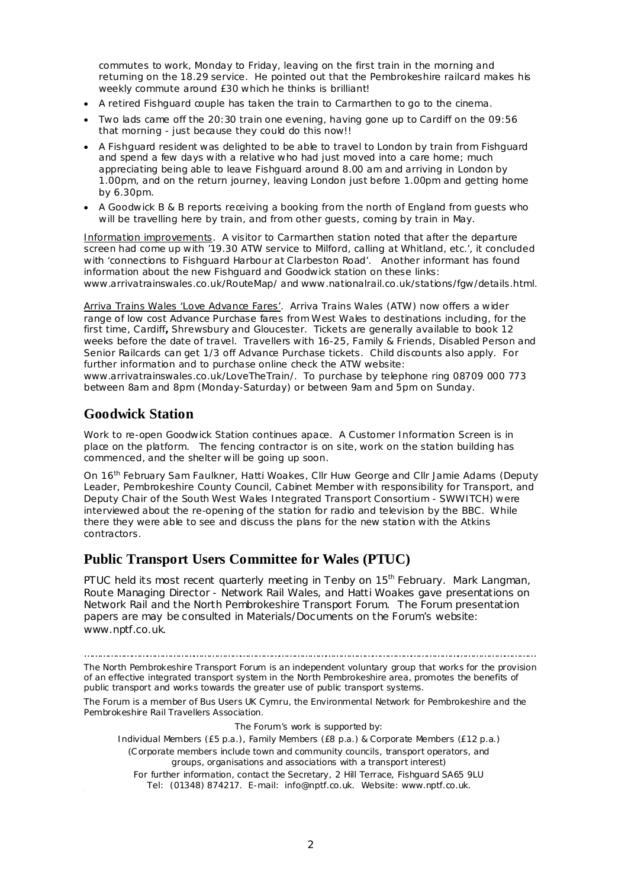commutes to work, Monday to Friday, leaving on the first train in the morning and returning on the 18.29 service. He pointed out that the Pembrokeshire railcard makes his weekly commute around £30 which he thinks is brilliant!

- A retired Fishguard couple has taken the train to Carmarthen to go to the cinema.
- Two lads came off the 20:30 train one evening, having gone up to Cardiff on the 09:56 that morning - just because they could do this now!!
- A Fishguard resident was delighted to be able to travel to London by train from Fishguard and spend a few days with a relative who had just moved into a care home; much appreciating being able to leave Fishguard around 8.00 am and arriving in London by 1.00pm, and on the return journey, leaving London just before 1.00pm and getting home by 6.30pm.
- A Goodwick B & B reports receiving a booking from the north of England from guests who will be travelling here by train, and from other guests, coming by train in May.

Information improvements. A visitor to Carmarthen station noted that after the departure screen had come up with '19.30 ATW service to Milford, calling at Whitland, etc.', it concluded with 'connections to Fishguard Harbour at Clarbeston Road'. Another informant has found information about the new Fishguard and Goodwick station on these links: www.arrivatrainswales.co.uk/RouteMap/ and www.nationalrail.co.uk/stations/fgw/details.html.

Arriva Trains Wales 'Love Advance Fares'. Arriva Trains Wales (ATW) now offers a wider range of low cost Advance Purchase fares from West Wales to destinations including, for the first time, Cardiff**,** Shrewsbury and Gloucester. Tickets are generally available to book 12 weeks before the date of travel. Travellers with 16-25, Family & Friends, Disabled Person and Senior Railcards can get 1/3 off Advance Purchase tickets. Child discounts also apply. For further information and to purchase online check the ATW website: www.arrivatrainswales.co.uk/LoveTheTrain/. To purchase by telephone ring 08709 000 773 between 8am and 8pm (Monday-Saturday) or between 9am and 5pm on Sunday.

## Goodwick Station

Work to re-open Goodwick Station continues apace. A Customer Information Screen is in place on the platform. The fencing contractor is on site, work on the station building has commenced, and the shelter will be going up soon.

On 16th February Sam Faulkner, Hatti Woakes, Cllr Huw George and Cllr Jamie Adams (Deputy Leader, Pembrokeshire County Council, Cabinet Member with responsibility for Transport, and Deputy Chair of the South West Wales Integrated Transport Consortium - SWWITCH) were interviewed about the re-opening of the station for radio and television by the BBC. While there they were able to see and discuss the plans for the new station with the Atkins contractors.

## Public Transport Users Committee for Wales (PTUC)

PTUC held its most recent quarterly meeting in Tenby on 15th February. Mark Langman, Route Managing Director - Network Rail Wales, and Hatti Woakes gave presentations on Network Rail and the North Pembrokeshire Transport Forum. The Forum presentation papers are may be consulted in Materials/Documents on the Forum's website: www.nptf.co.uk.

---

The North Pembrokeshire Transport Forum is an independent voluntary group that works for the provision of an effective integrated transport system in the North Pembrokeshire area, promotes the benefits of public transport and works towards the greater use of public transport systems.

The Forum is a member of Bus Users UK Cymru, the Environmental Network for Pembrokeshire and the Pembrokeshire Rail Travellers Association.

The Forum's work is supported by:
Individual Members (£5 p.a.), Family Members (£8 p.a.) & Corporate Members (£12 p.a.)
(Corporate members include town and community councils, transport operators, and groups, organisations and associations with a transport interest)
For further information, contact the Secretary, 2 Hill Terrace, Fishguard SA65 9LU
Tel: (01348) 874217. E-mail: info@nptf.co.uk. Website: www.nptf.co.uk.